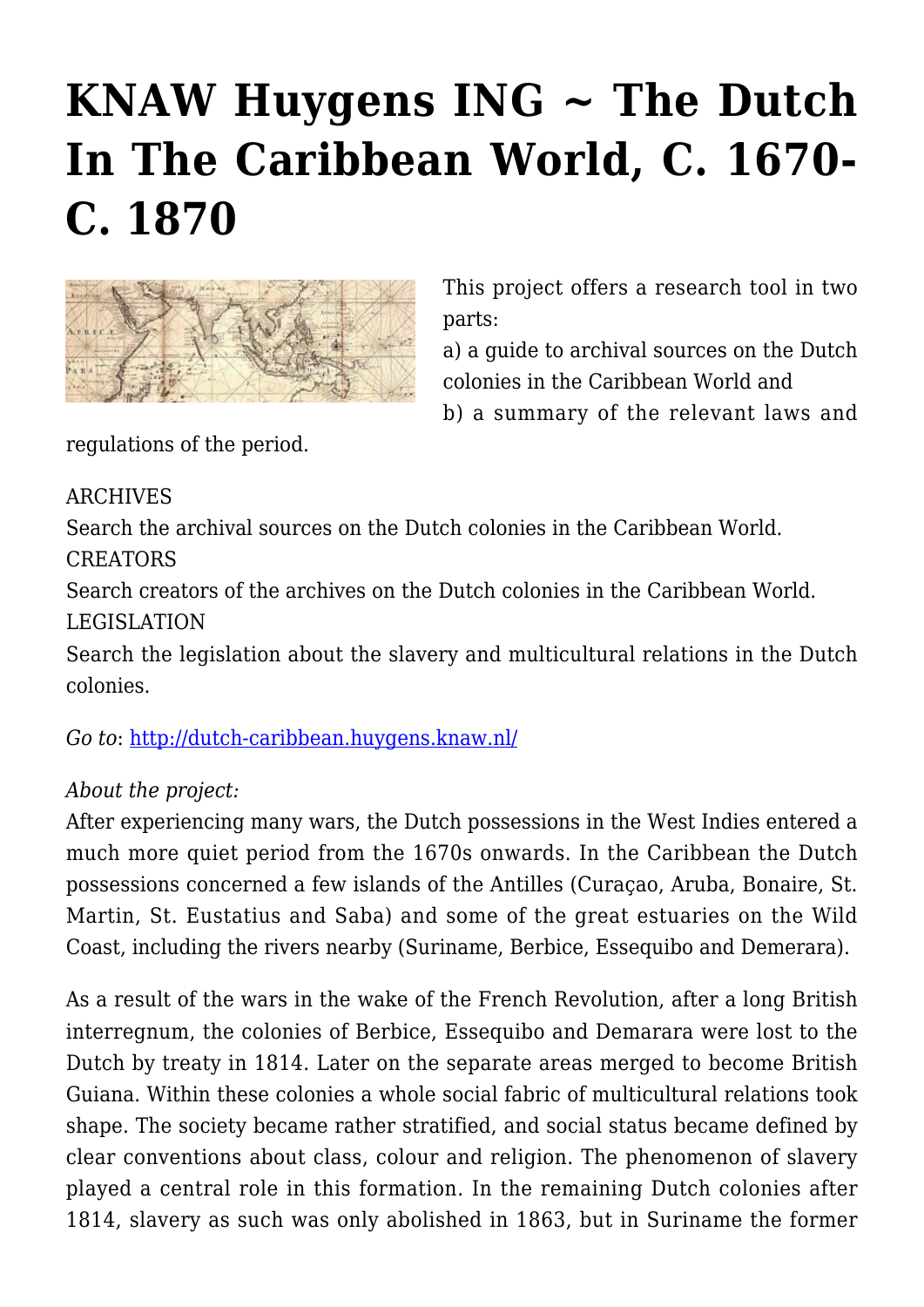# KNAW Huygens ING ~ The Dutch In The Caribbean World, C. 1670-C. 1870

This project offers a research tool in two parts:
a) a guide to archival sources on the Dutch colonies in the Caribbean World and
b) a summary of the relevant laws and regulations of the period.

ARCHIVES
Search the archival sources on the Dutch colonies in the Caribbean World.
CREATORS
Search creators of the archives on the Dutch colonies in the Caribbean World.
LEGISLATION
Search the legislation about the slavery and multicultural relations in the Dutch colonies.

*Go to*: http://dutch-caribbean.huygens.knaw.nl/

*About the project:*
After experiencing many wars, the Dutch possessions in the West Indies entered a much more quiet period from the 1670s onwards. In the Caribbean the Dutch possessions concerned a few islands of the Antilles (Curaçao, Aruba, Bonaire, St. Martin, St. Eustatius and Saba) and some of the great estuaries on the Wild Coast, including the rivers nearby (Suriname, Berbice, Essequibo and Demerara).

As a result of the wars in the wake of the French Revolution, after a long British interregnum, the colonies of Berbice, Essequibo and Demarara were lost to the Dutch by treaty in 1814. Later on the separate areas merged to become British Guiana. Within these colonies a whole social fabric of multicultural relations took shape. The society became rather stratified, and social status became defined by clear conventions about class, colour and religion. The phenomenon of slavery played a central role in this formation. In the remaining Dutch colonies after 1814, slavery as such was only abolished in 1863, but in Suriname the former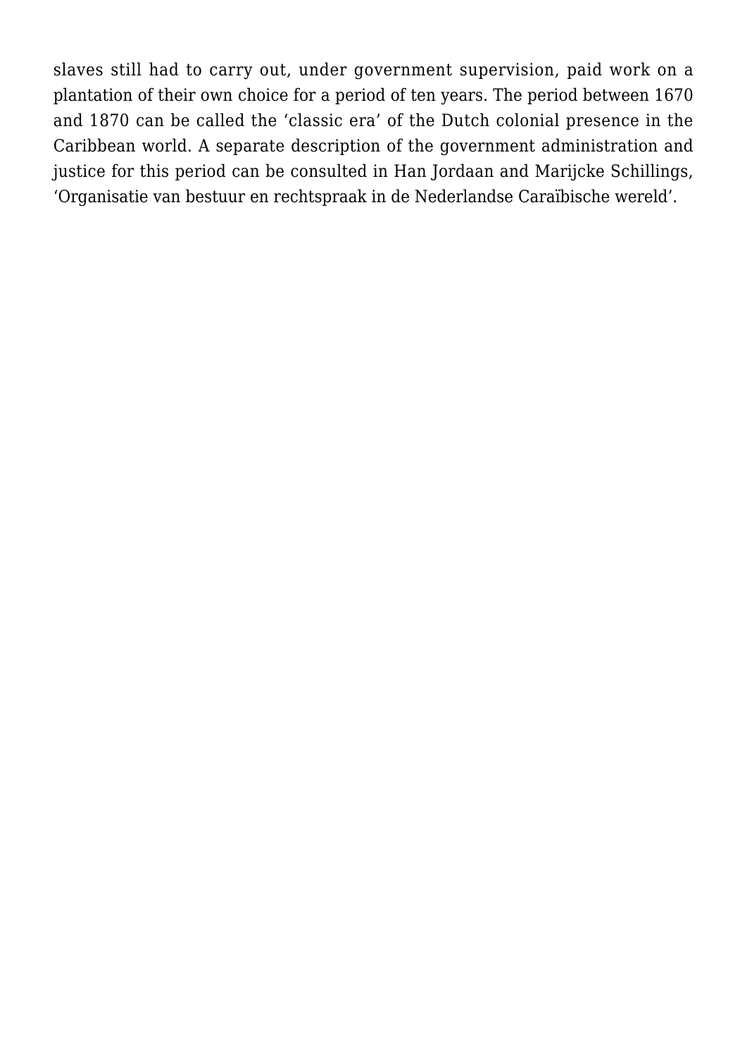slaves still had to carry out, under government supervision, paid work on a plantation of their own choice for a period of ten years. The period between 1670 and 1870 can be called the ‘classic era’ of the Dutch colonial presence in the Caribbean world. A separate description of the government administration and justice for this period can be consulted in Han Jordaan and Marijcke Schillings, ‘Organisatie van bestuur en rechtspraak in de Nederlandse Caraïbische wereld’.